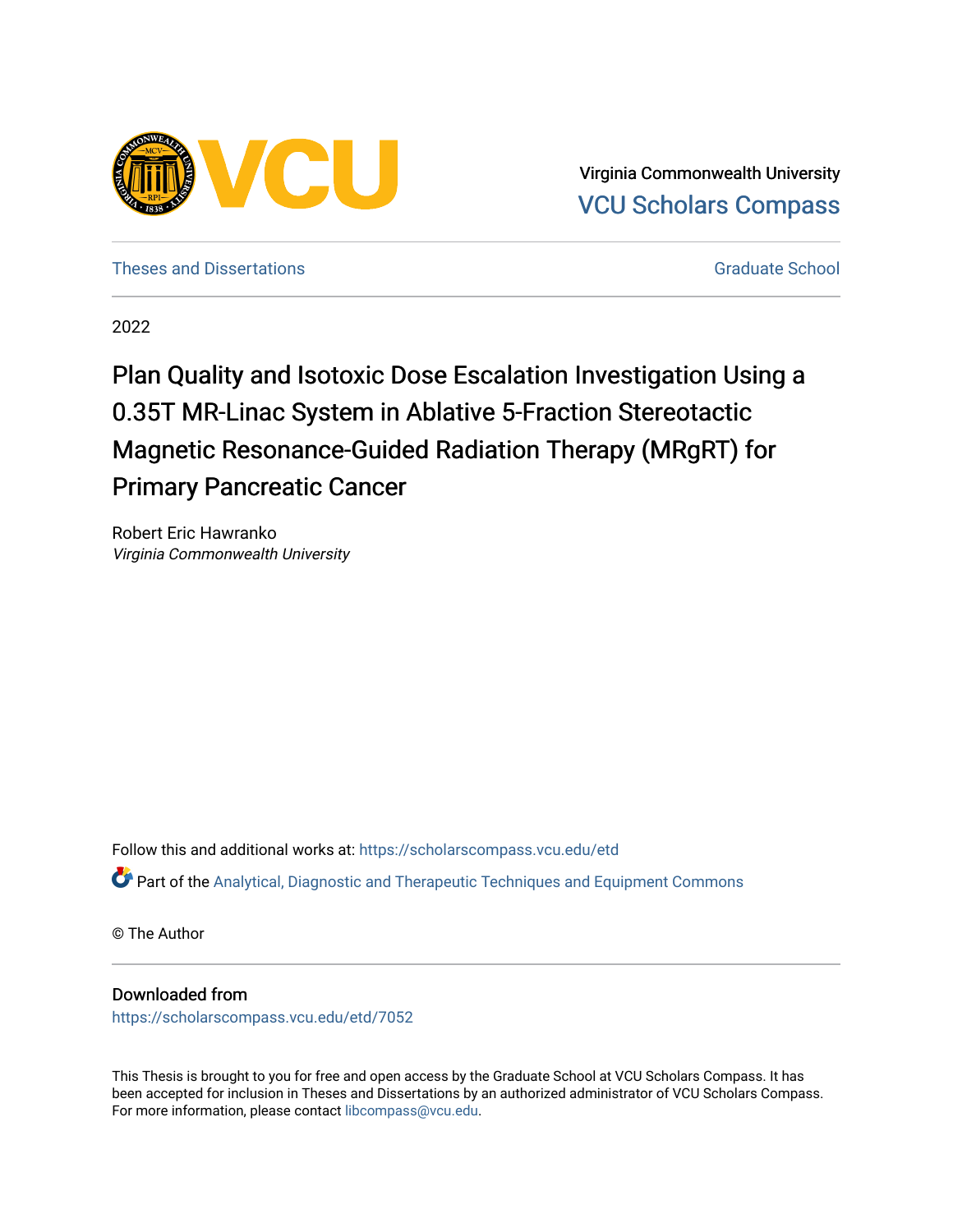Virginia Commonwealth University
VCU Scholars Compass

Theses and Dissertations | Graduate School

2022

# Plan Quality and Isotoxic Dose Escalation Investigation Using a 0.35T MR-Linac System in Ablative 5-Fraction Stereotactic Magnetic Resonance-Guided Radiation Therapy (MRgRT) for Primary Pancreatic Cancer

Robert Eric Hawranko
*Virginia Commonwealth University*

Follow this and additional works at: https://scholarscompass.vcu.edu/etd

Part of the Analytical, Diagnostic and Therapeutic Techniques and Equipment Commons

© The Author

## Downloaded from

https://scholarscompass.vcu.edu/etd/7052

This Thesis is brought to you for free and open access by the Graduate School at VCU Scholars Compass. It has been accepted for inclusion in Theses and Dissertations by an authorized administrator of VCU Scholars Compass. For more information, please contact libcompass@vcu.edu.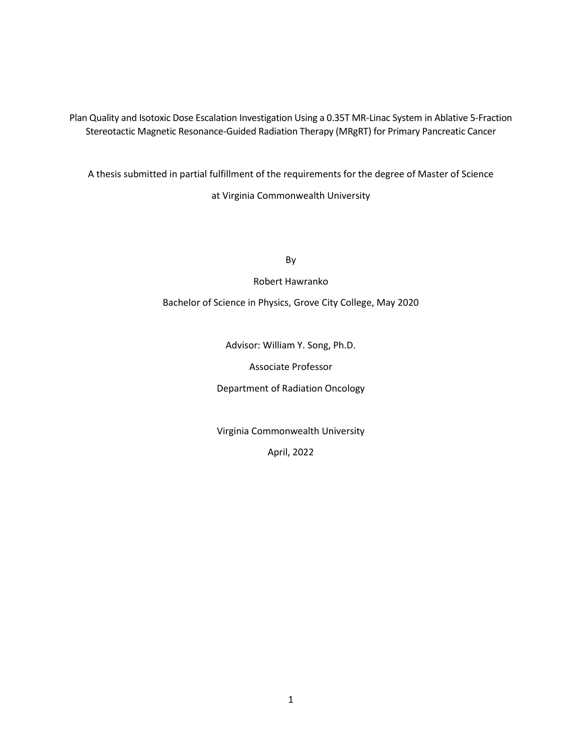# Plan Quality and Isotoxic Dose Escalation Investigation Using a 0.35T MR-Linac System in Ablative 5-Fraction Stereotactic Magnetic Resonance-Guided Radiation Therapy (MRgRT) for Primary Pancreatic Cancer

A thesis submitted in partial fulfillment of the requirements for the degree of Master of Science

at Virginia Commonwealth University

By

Robert Hawranko

Bachelor of Science in Physics, Grove City College, May 2020

Advisor: William Y. Song, Ph.D.

Associate Professor

Department of Radiation Oncology

Virginia Commonwealth University

April, 2022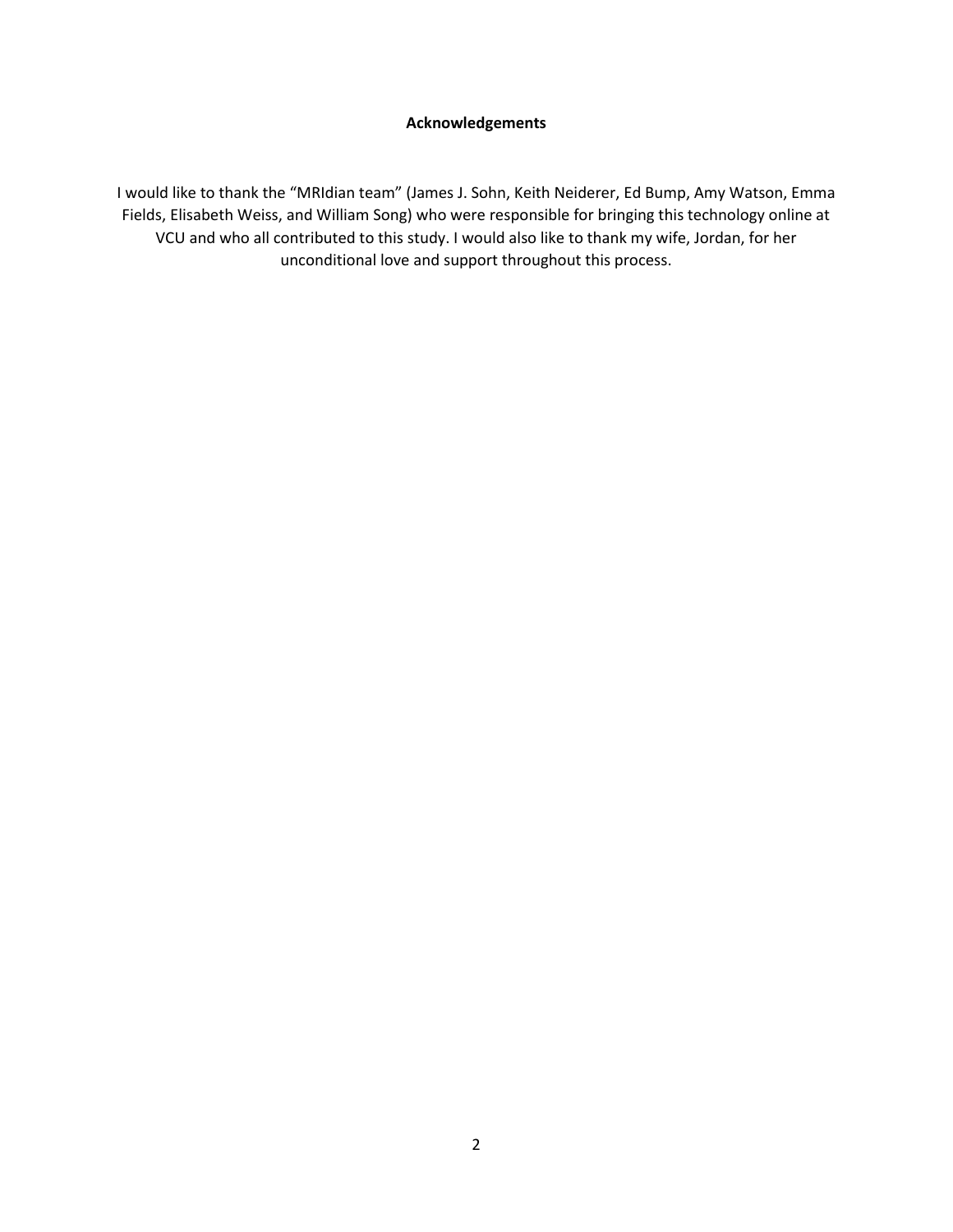**Acknowledgements**

I would like to thank the "MRIdian team" (James J. Sohn, Keith Neiderer, Ed Bump, Amy Watson, Emma Fields, Elisabeth Weiss, and William Song) who were responsible for bringing this technology online at VCU and who all contributed to this study. I would also like to thank my wife, Jordan, for her unconditional love and support throughout this process.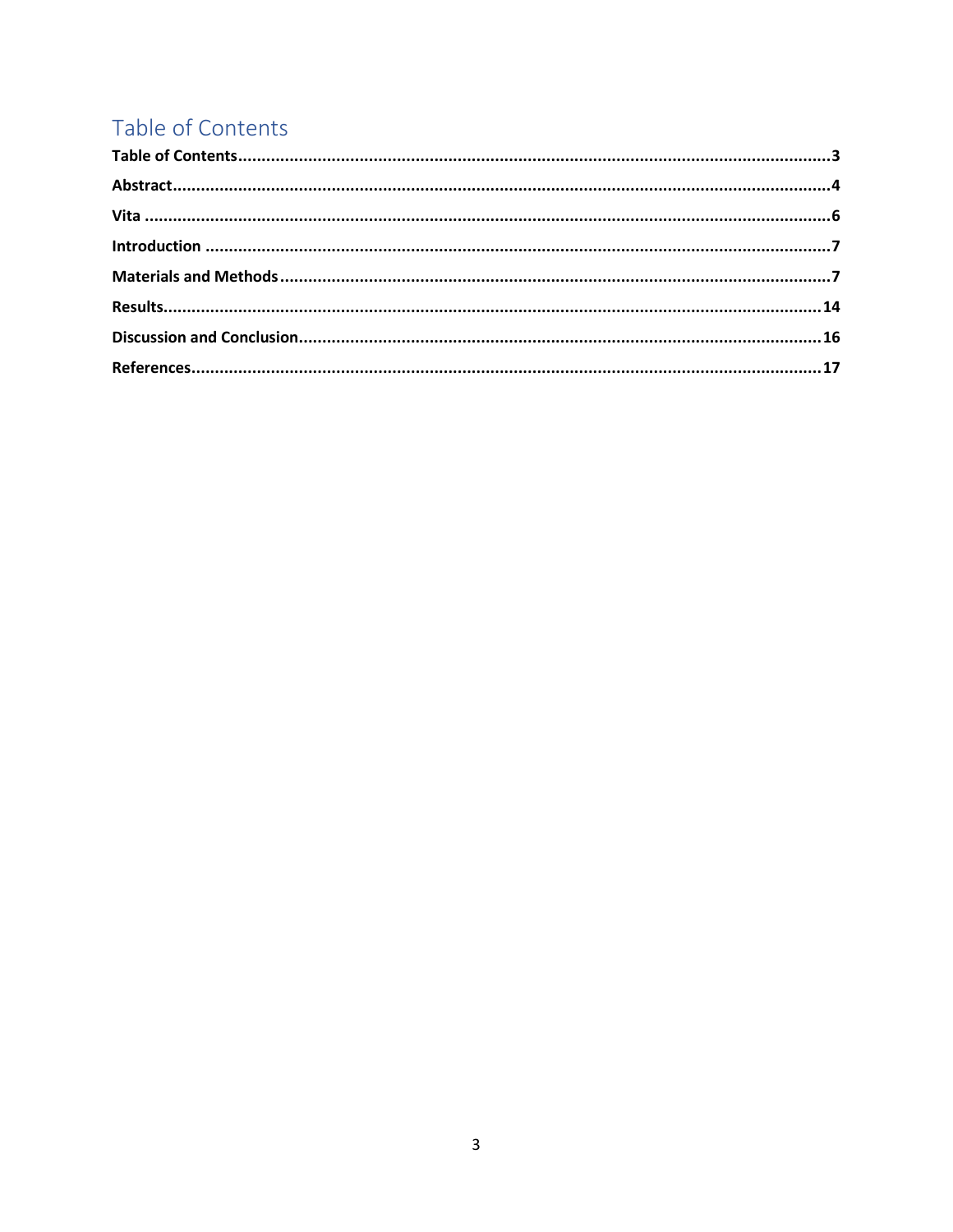# Table of Contents

**Table of Contents**..............................................................................................................................3

**Abstract**..............................................................................................................................................4

**Vita** ......................................................................................................................................................6

**Introduction** ........................................................................................................................................7

**Materials and Methods**......................................................................................................................7

**Results**..............................................................................................................................................14

**Discussion and Conclusion**..............................................................................................................16

**References**.........................................................................................................................................17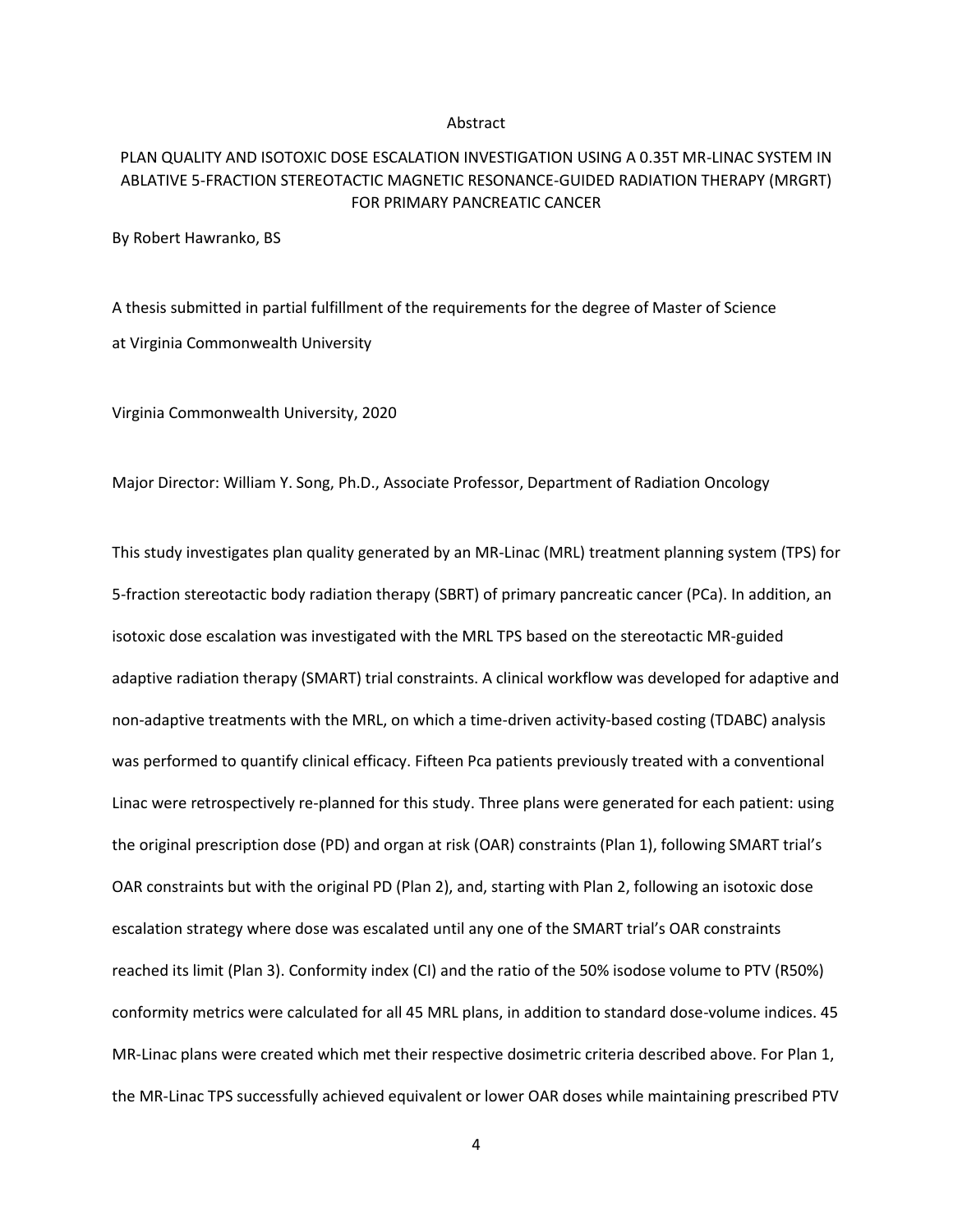Abstract

PLAN QUALITY AND ISOTOXIC DOSE ESCALATION INVESTIGATION USING A 0.35T MR-LINAC SYSTEM IN ABLATIVE 5-FRACTION STEREOTACTIC MAGNETIC RESONANCE-GUIDED RADIATION THERAPY (MRGRT) FOR PRIMARY PANCREATIC CANCER

By Robert Hawranko, BS

A thesis submitted in partial fulfillment of the requirements for the degree of Master of Science at Virginia Commonwealth University

Virginia Commonwealth University, 2020

Major Director: William Y. Song, Ph.D., Associate Professor, Department of Radiation Oncology

This study investigates plan quality generated by an MR-Linac (MRL) treatment planning system (TPS) for 5-fraction stereotactic body radiation therapy (SBRT) of primary pancreatic cancer (PCa). In addition, an isotoxic dose escalation was investigated with the MRL TPS based on the stereotactic MR-guided adaptive radiation therapy (SMART) trial constraints. A clinical workflow was developed for adaptive and non-adaptive treatments with the MRL, on which a time-driven activity-based costing (TDABC) analysis was performed to quantify clinical efficacy. Fifteen Pca patients previously treated with a conventional Linac were retrospectively re-planned for this study. Three plans were generated for each patient: using the original prescription dose (PD) and organ at risk (OAR) constraints (Plan 1), following SMART trial's OAR constraints but with the original PD (Plan 2), and, starting with Plan 2, following an isotoxic dose escalation strategy where dose was escalated until any one of the SMART trial's OAR constraints reached its limit (Plan 3). Conformity index (CI) and the ratio of the 50% isodose volume to PTV (R50%) conformity metrics were calculated for all 45 MRL plans, in addition to standard dose-volume indices. 45 MR-Linac plans were created which met their respective dosimetric criteria described above. For Plan 1, the MR-Linac TPS successfully achieved equivalent or lower OAR doses while maintaining prescribed PTV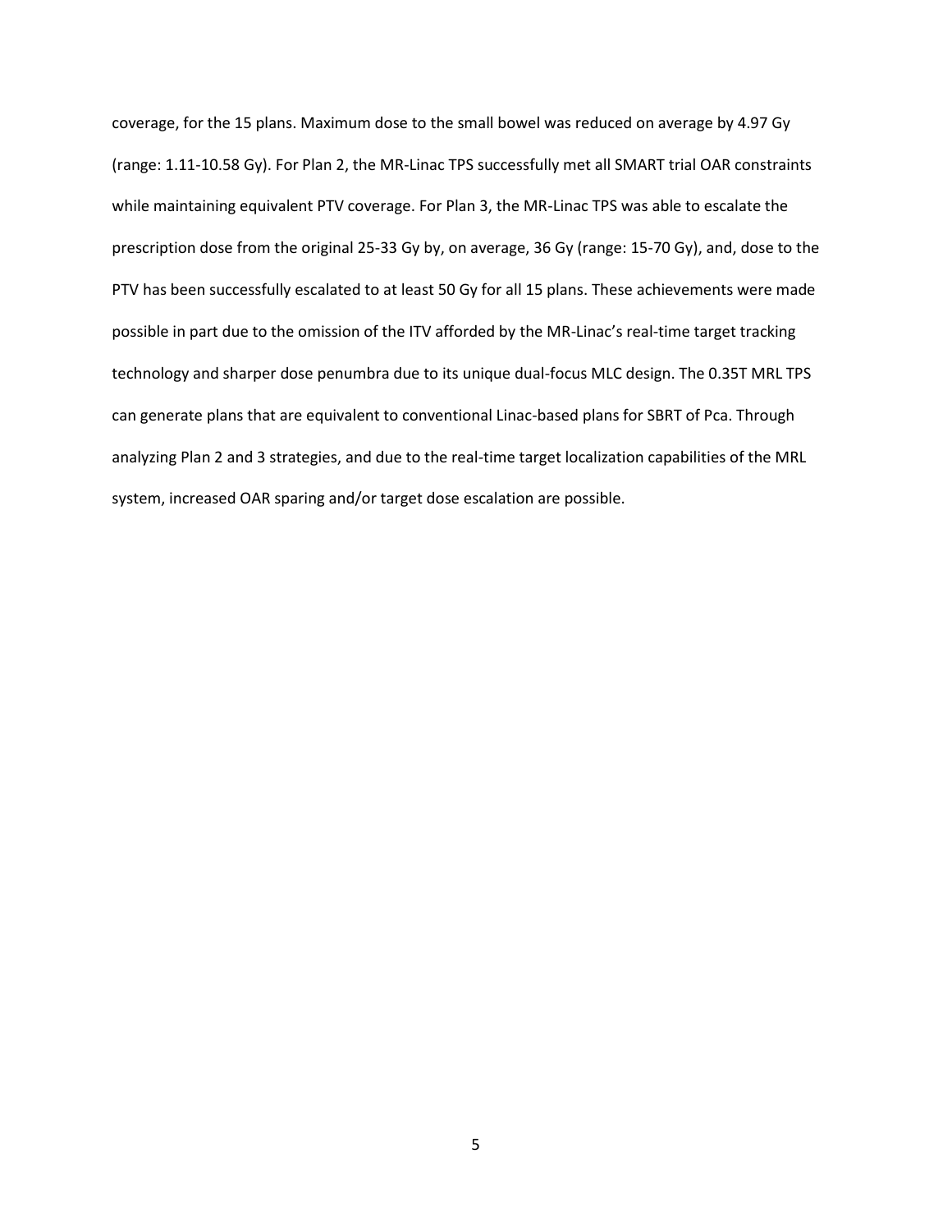coverage, for the 15 plans. Maximum dose to the small bowel was reduced on average by 4.97 Gy (range: 1.11-10.58 Gy). For Plan 2, the MR-Linac TPS successfully met all SMART trial OAR constraints while maintaining equivalent PTV coverage. For Plan 3, the MR-Linac TPS was able to escalate the prescription dose from the original 25-33 Gy by, on average, 36 Gy (range: 15-70 Gy), and, dose to the PTV has been successfully escalated to at least 50 Gy for all 15 plans. These achievements were made possible in part due to the omission of the ITV afforded by the MR-Linac's real-time target tracking technology and sharper dose penumbra due to its unique dual-focus MLC design. The 0.35T MRL TPS can generate plans that are equivalent to conventional Linac-based plans for SBRT of Pca. Through analyzing Plan 2 and 3 strategies, and due to the real-time target localization capabilities of the MRL system, increased OAR sparing and/or target dose escalation are possible.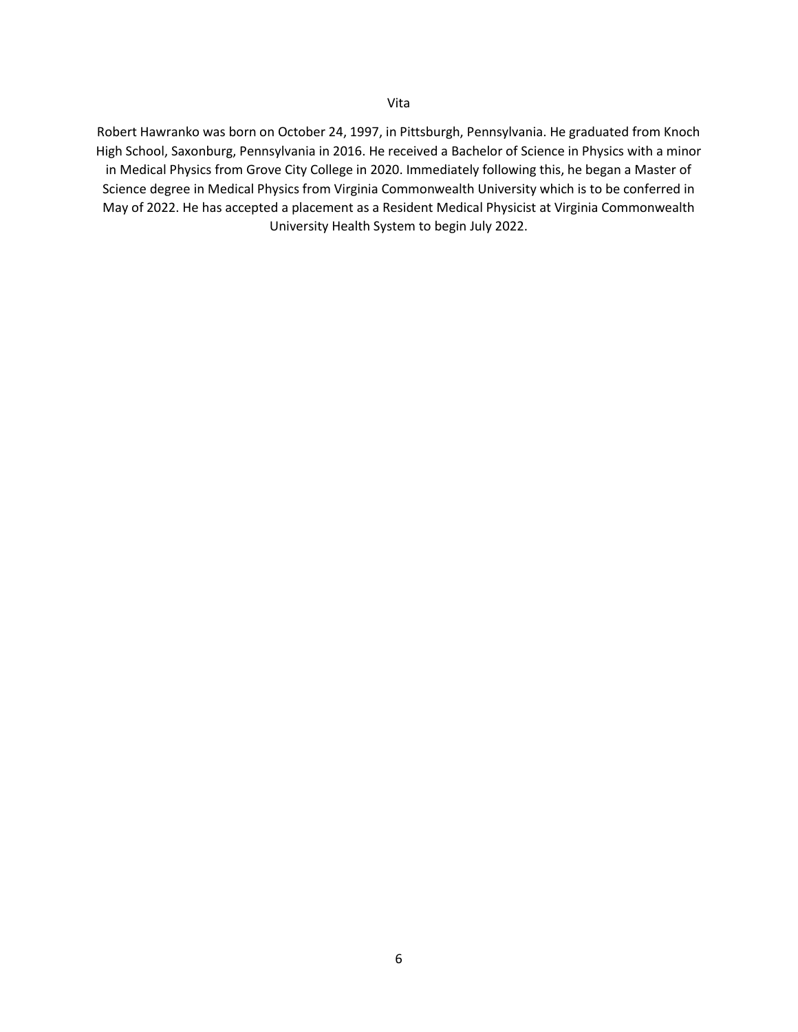# Vita

Robert Hawranko was born on October 24, 1997, in Pittsburgh, Pennsylvania. He graduated from Knoch High School, Saxonburg, Pennsylvania in 2016. He received a Bachelor of Science in Physics with a minor in Medical Physics from Grove City College in 2020. Immediately following this, he began a Master of Science degree in Medical Physics from Virginia Commonwealth University which is to be conferred in May of 2022. He has accepted a placement as a Resident Medical Physicist at Virginia Commonwealth University Health System to begin July 2022.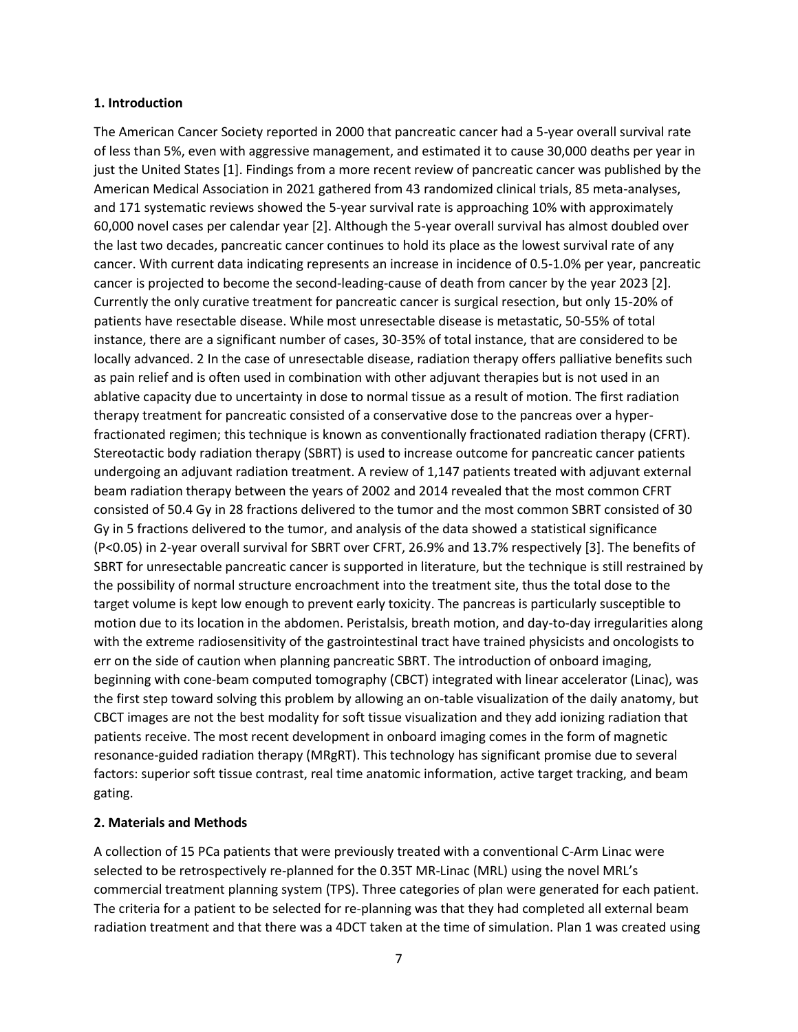### 1. Introduction

The American Cancer Society reported in 2000 that pancreatic cancer had a 5-year overall survival rate of less than 5%, even with aggressive management, and estimated it to cause 30,000 deaths per year in just the United States [1]. Findings from a more recent review of pancreatic cancer was published by the American Medical Association in 2021 gathered from 43 randomized clinical trials, 85 meta-analyses, and 171 systematic reviews showed the 5-year survival rate is approaching 10% with approximately 60,000 novel cases per calendar year [2]. Although the 5-year overall survival has almost doubled over the last two decades, pancreatic cancer continues to hold its place as the lowest survival rate of any cancer. With current data indicating represents an increase in incidence of 0.5-1.0% per year, pancreatic cancer is projected to become the second-leading-cause of death from cancer by the year 2023 [2]. Currently the only curative treatment for pancreatic cancer is surgical resection, but only 15-20% of patients have resectable disease. While most unresectable disease is metastatic, 50-55% of total instance, there are a significant number of cases, 30-35% of total instance, that are considered to be locally advanced. 2 In the case of unresectable disease, radiation therapy offers palliative benefits such as pain relief and is often used in combination with other adjuvant therapies but is not used in an ablative capacity due to uncertainty in dose to normal tissue as a result of motion. The first radiation therapy treatment for pancreatic consisted of a conservative dose to the pancreas over a hyper-fractionated regimen; this technique is known as conventionally fractionated radiation therapy (CFRT). Stereotactic body radiation therapy (SBRT) is used to increase outcome for pancreatic cancer patients undergoing an adjuvant radiation treatment. A review of 1,147 patients treated with adjuvant external beam radiation therapy between the years of 2002 and 2014 revealed that the most common CFRT consisted of 50.4 Gy in 28 fractions delivered to the tumor and the most common SBRT consisted of 30 Gy in 5 fractions delivered to the tumor, and analysis of the data showed a statistical significance ($P<0.05$) in 2-year overall survival for SBRT over CFRT, 26.9% and 13.7% respectively [3]. The benefits of SBRT for unresectable pancreatic cancer is supported in literature, but the technique is still restrained by the possibility of normal structure encroachment into the treatment site, thus the total dose to the target volume is kept low enough to prevent early toxicity. The pancreas is particularly susceptible to motion due to its location in the abdomen. Peristalsis, breath motion, and day-to-day irregularities along with the extreme radiosensitivity of the gastrointestinal tract have trained physicists and oncologists to err on the side of caution when planning pancreatic SBRT. The introduction of onboard imaging, beginning with cone-beam computed tomography (CBCT) integrated with linear accelerator (Linac), was the first step toward solving this problem by allowing an on-table visualization of the daily anatomy, but CBCT images are not the best modality for soft tissue visualization and they add ionizing radiation that patients receive. The most recent development in onboard imaging comes in the form of magnetic resonance-guided radiation therapy (MRgRT). This technology has significant promise due to several factors: superior soft tissue contrast, real time anatomic information, active target tracking, and beam gating.

### 2. Materials and Methods

A collection of 15 PCa patients that were previously treated with a conventional C-Arm Linac were selected to be retrospectively re-planned for the 0.35T MR-Linac (MRL) using the novel MRL's commercial treatment planning system (TPS). Three categories of plan were generated for each patient. The criteria for a patient to be selected for re-planning was that they had completed all external beam radiation treatment and that there was a 4DCT taken at the time of simulation. Plan 1 was created using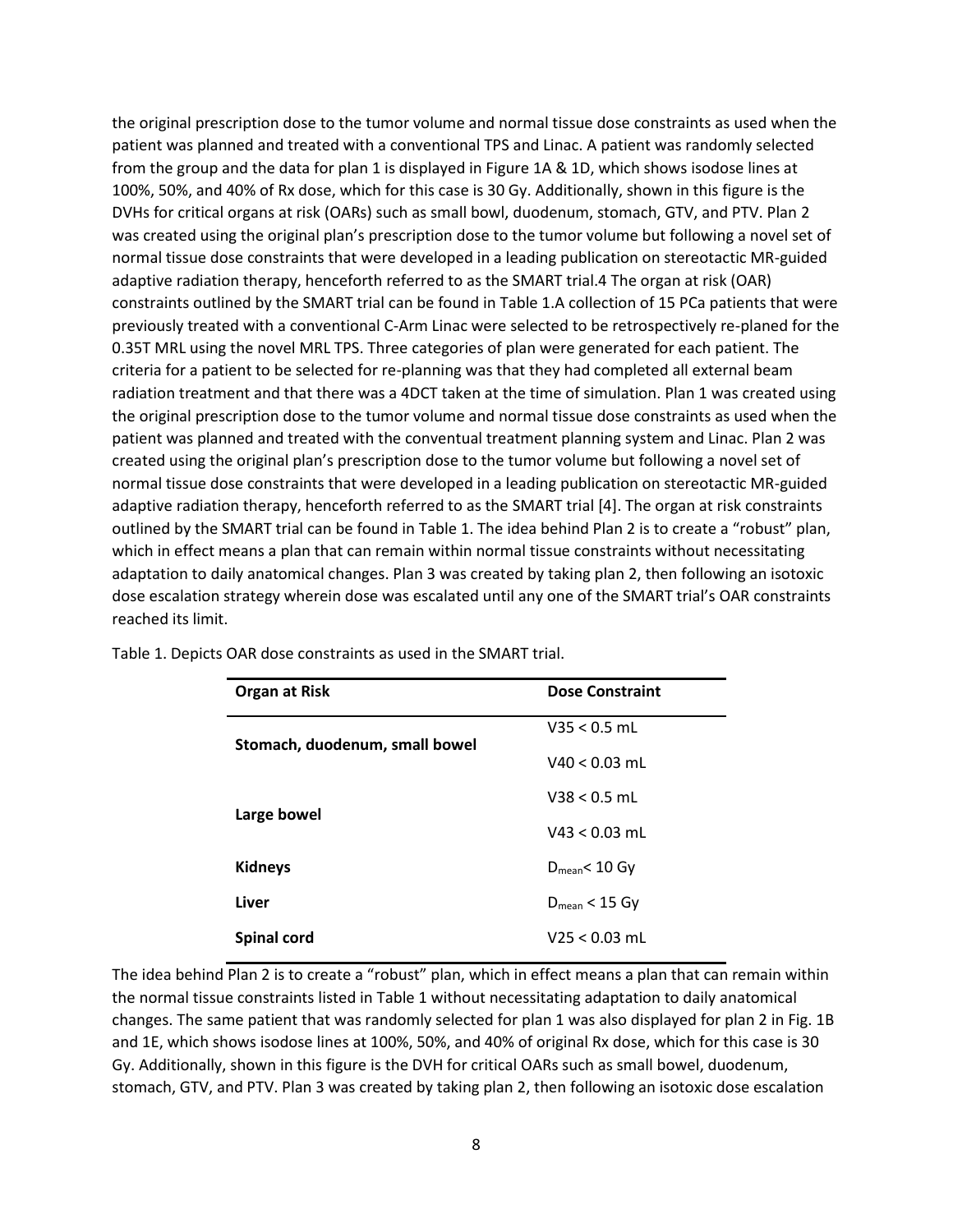the original prescription dose to the tumor volume and normal tissue dose constraints as used when the patient was planned and treated with a conventional TPS and Linac. A patient was randomly selected from the group and the data for plan 1 is displayed in Figure 1A & 1D, which shows isodose lines at 100%, 50%, and 40% of Rx dose, which for this case is 30 Gy. Additionally, shown in this figure is the DVHs for critical organs at risk (OARs) such as small bowel, duodenum, stomach, GTV, and PTV. Plan 2 was created using the original plan's prescription dose to the tumor volume but following a novel set of normal tissue dose constraints that were developed in a leading publication on stereotactic MR-guided adaptive radiation therapy, henceforth referred to as the SMART trial.4 The organ at risk (OAR) constraints outlined by the SMART trial can be found in Table 1.A collection of 15 PCa patients that were previously treated with a conventional C-Arm Linac were selected to be retrospectively re-planed for the 0.35T MRL using the novel MRL TPS. Three categories of plan were generated for each patient. The criteria for a patient to be selected for re-planning was that they had completed all external beam radiation treatment and that there was a 4DCT taken at the time of simulation. Plan 1 was created using the original prescription dose to the tumor volume and normal tissue dose constraints as used when the patient was planned and treated with the conventual treatment planning system and Linac. Plan 2 was created using the original plan's prescription dose to the tumor volume but following a novel set of normal tissue dose constraints that were developed in a leading publication on stereotactic MR-guided adaptive radiation therapy, henceforth referred to as the SMART trial [4]. The organ at risk constraints outlined by the SMART trial can be found in Table 1. The idea behind Plan 2 is to create a "robust" plan, which in effect means a plan that can remain within normal tissue constraints without necessitating adaptation to daily anatomical changes. Plan 3 was created by taking plan 2, then following an isotoxic dose escalation strategy wherein dose was escalated until any one of the SMART trial's OAR constraints reached its limit.

Table 1. Depicts OAR dose constraints as used in the SMART trial.

| Organ at Risk | Dose Constraint |
|---|---|
| **Stomach, duodenum, small bowel** | V35 < 0.5 mL |
| | V40 < 0.03 mL |
| **Large bowel** | V38 < 0.5 mL |
| | V43 < 0.03 mL |
| **Kidneys** | $D_{mean}$< 10 Gy |
| **Liver** | $D_{mean}$ < 15 Gy |
| **Spinal cord** | V25 < 0.03 mL |

The idea behind Plan 2 is to create a "robust" plan, which in effect means a plan that can remain within the normal tissue constraints listed in Table 1 without necessitating adaptation to daily anatomical changes. The same patient that was randomly selected for plan 1 was also displayed for plan 2 in Fig. 1B and 1E, which shows isodose lines at 100%, 50%, and 40% of original Rx dose, which for this case is 30 Gy. Additionally, shown in this figure is the DVH for critical OARs such as small bowel, duodenum, stomach, GTV, and PTV. Plan 3 was created by taking plan 2, then following an isotoxic dose escalation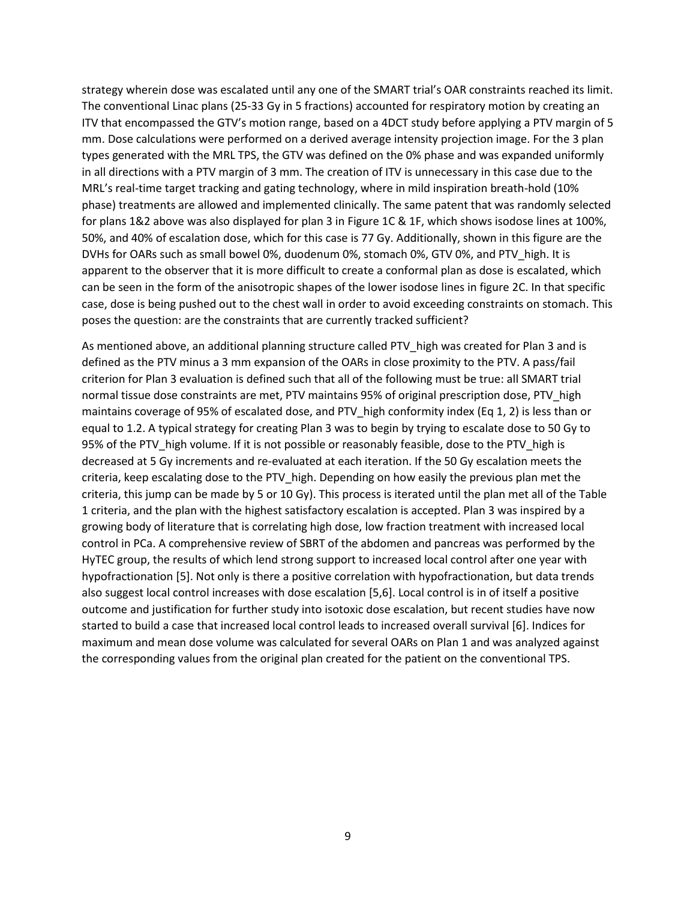strategy wherein dose was escalated until any one of the SMART trial's OAR constraints reached its limit. The conventional Linac plans (25-33 Gy in 5 fractions) accounted for respiratory motion by creating an ITV that encompassed the GTV's motion range, based on a 4DCT study before applying a PTV margin of 5 mm. Dose calculations were performed on a derived average intensity projection image. For the 3 plan types generated with the MRL TPS, the GTV was defined on the 0% phase and was expanded uniformly in all directions with a PTV margin of 3 mm. The creation of ITV is unnecessary in this case due to the MRL's real-time target tracking and gating technology, where in mild inspiration breath-hold (10% phase) treatments are allowed and implemented clinically. The same patent that was randomly selected for plans 1&2 above was also displayed for plan 3 in Figure 1C & 1F, which shows isodose lines at 100%, 50%, and 40% of escalation dose, which for this case is 77 Gy. Additionally, shown in this figure are the DVHs for OARs such as small bowel 0%, duodenum 0%, stomach 0%, GTV 0%, and PTV_high. It is apparent to the observer that it is more difficult to create a conformal plan as dose is escalated, which can be seen in the form of the anisotropic shapes of the lower isodose lines in figure 2C. In that specific case, dose is being pushed out to the chest wall in order to avoid exceeding constraints on stomach. This poses the question: are the constraints that are currently tracked sufficient?

As mentioned above, an additional planning structure called PTV_high was created for Plan 3 and is defined as the PTV minus a 3 mm expansion of the OARs in close proximity to the PTV. A pass/fail criterion for Plan 3 evaluation is defined such that all of the following must be true: all SMART trial normal tissue dose constraints are met, PTV maintains 95% of original prescription dose, PTV_high maintains coverage of 95% of escalated dose, and PTV_high conformity index (Eq 1, 2) is less than or equal to 1.2. A typical strategy for creating Plan 3 was to begin by trying to escalate dose to 50 Gy to 95% of the PTV_high volume. If it is not possible or reasonably feasible, dose to the PTV_high is decreased at 5 Gy increments and re-evaluated at each iteration. If the 50 Gy escalation meets the criteria, keep escalating dose to the PTV_high. Depending on how easily the previous plan met the criteria, this jump can be made by 5 or 10 Gy). This process is iterated until the plan met all of the Table 1 criteria, and the plan with the highest satisfactory escalation is accepted. Plan 3 was inspired by a growing body of literature that is correlating high dose, low fraction treatment with increased local control in PCa. A comprehensive review of SBRT of the abdomen and pancreas was performed by the HyTEC group, the results of which lend strong support to increased local control after one year with hypofractionation [5]. Not only is there a positive correlation with hypofractionation, but data trends also suggest local control increases with dose escalation [5,6]. Local control is in of itself a positive outcome and justification for further study into isotoxic dose escalation, but recent studies have now started to build a case that increased local control leads to increased overall survival [6]. Indices for maximum and mean dose volume was calculated for several OARs on Plan 1 and was analyzed against the corresponding values from the original plan created for the patient on the conventional TPS.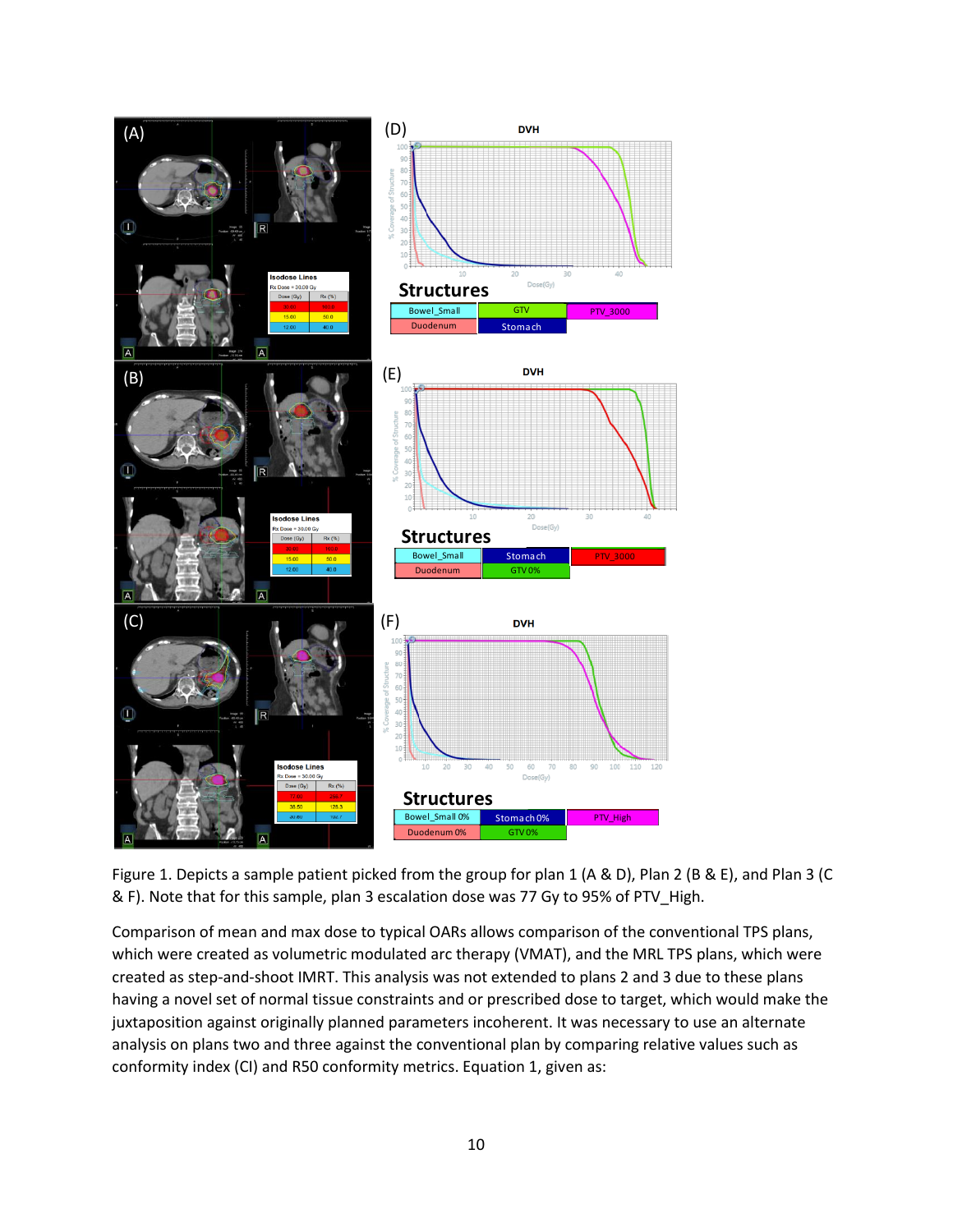Figure 1. Depicts a sample patient picked from the group for plan 1 (A & D), Plan 2 (B & E), and Plan 3 (C & F). Note that for this sample, plan 3 escalation dose was 77 Gy to 95% of PTV_High.

Comparison of mean and max dose to typical OARs allows comparison of the conventional TPS plans, which were created as volumetric modulated arc therapy (VMAT), and the MRL TPS plans, which were created as step-and-shoot IMRT. This analysis was not extended to plans 2 and 3 due to these plans having a novel set of normal tissue constraints and or prescribed dose to target, which would make the juxtaposition against originally planned parameters incoherent. It was necessary to use an alternate analysis on plans two and three against the conventional plan by comparing relative values such as conformity index (CI) and R50 conformity metrics. Equation 1, given as: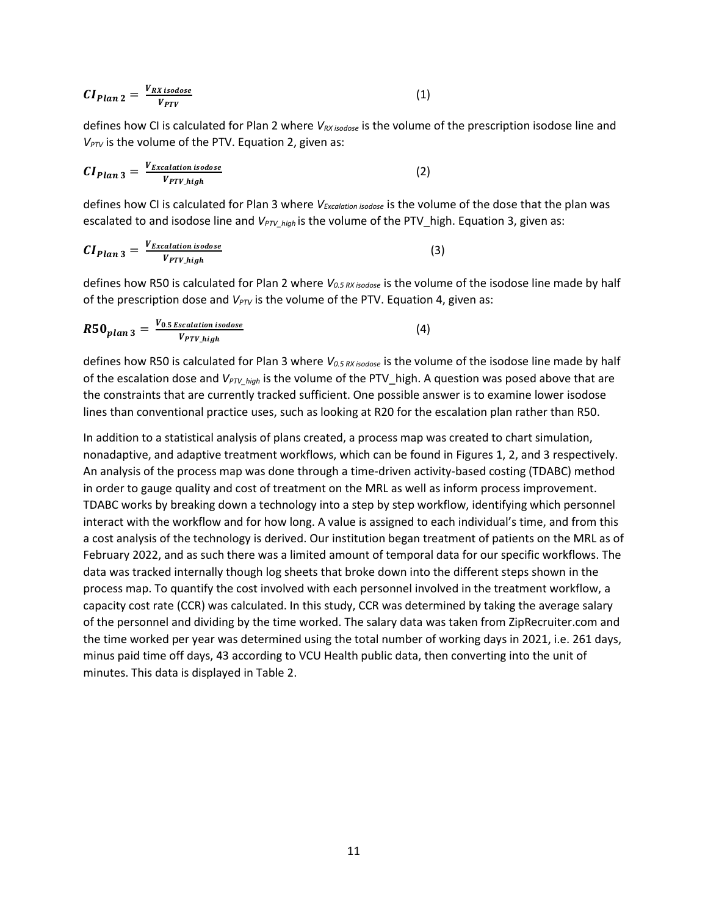$$CI_{Plan\,2} = \frac{V_{RX\,isodose}}{V_{PTV}} \tag{1}$$

defines how CI is calculated for Plan 2 where $V_{RX\,isodose}$ is the volume of the prescription isodose line and $V_{PTV}$ is the volume of the PTV. Equation 2, given as:

$$CI_{Plan\,3} = \frac{V_{Escalation\,isodose}}{V_{PTV\_high}} \tag{2}$$

defines how CI is calculated for Plan 3 where $V_{Escalation\,isodose}$ is the volume of the dose that the plan was escalated to and isodose line and $V_{PTV\_high}$ is the volume of the PTV_high. Equation 3, given as:

$$CI_{Plan\,3} = \frac{V_{Excalation\,isodose}}{V_{PTV\_high}} \tag{3}$$

defines how R50 is calculated for Plan 2 where $V_{0.5\,RX\,isodose}$ is the volume of the isodose line made by half of the prescription dose and $V_{PTV}$ is the volume of the PTV. Equation 4, given as:

$$R50_{plan\,3} = \frac{V_{0.5\,Escalation\,isodose}}{V_{PTV\_high}} \tag{4}$$

defines how R50 is calculated for Plan 3 where $V_{0.5\,RX\,isodose}$ is the volume of the isodose line made by half of the escalation dose and $V_{PTV\_high}$ is the volume of the PTV_high. A question was posed above that are the constraints that are currently tracked sufficient. One possible answer is to examine lower isodose lines than conventional practice uses, such as looking at R20 for the escalation plan rather than R50.

In addition to a statistical analysis of plans created, a process map was created to chart simulation, nonadaptive, and adaptive treatment workflows, which can be found in Figures 1, 2, and 3 respectively. An analysis of the process map was done through a time-driven activity-based costing (TDABC) method in order to gauge quality and cost of treatment on the MRL as well as inform process improvement. TDABC works by breaking down a technology into a step by step workflow, identifying which personnel interact with the workflow and for how long. A value is assigned to each individual's time, and from this a cost analysis of the technology is derived. Our institution began treatment of patients on the MRL as of February 2022, and as such there was a limited amount of temporal data for our specific workflows. The data was tracked internally though log sheets that broke down into the different steps shown in the process map. To quantify the cost involved with each personnel involved in the treatment workflow, a capacity cost rate (CCR) was calculated. In this study, CCR was determined by taking the average salary of the personnel and dividing by the time worked. The salary data was taken from ZipRecruiter.com and the time worked per year was determined using the total number of working days in 2021, i.e. 261 days, minus paid time off days, 43 according to VCU Health public data, then converting into the unit of minutes. This data is displayed in Table 2.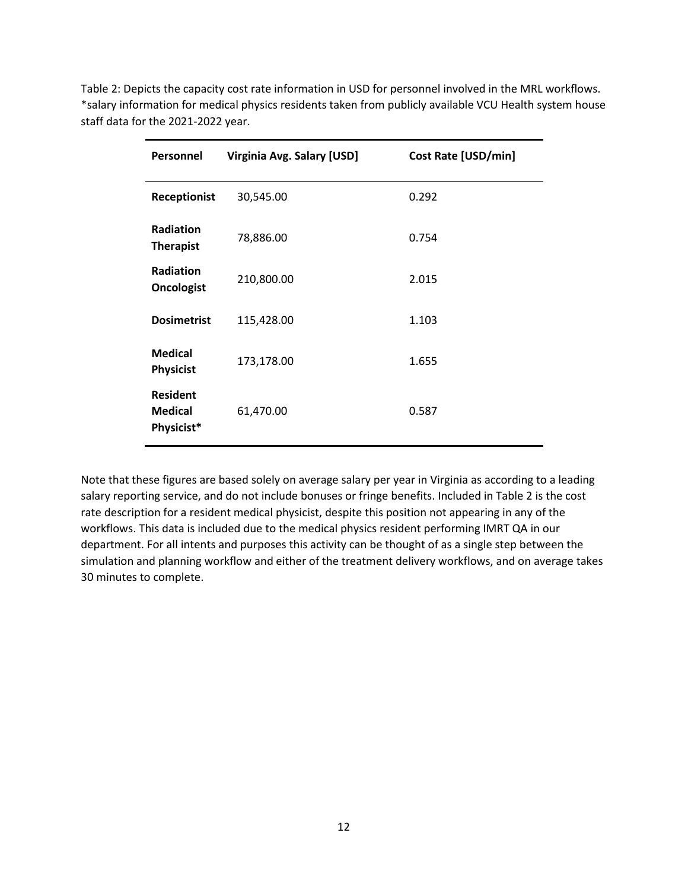Table 2: Depicts the capacity cost rate information in USD for personnel involved in the MRL workflows. *salary information for medical physics residents taken from publicly available VCU Health system house staff data for the 2021-2022 year.

| Personnel | Virginia Avg. Salary [USD] | Cost Rate [USD/min] |
|---|---|---|
| **Receptionist** | 30,545.00 | 0.292 |
| **Radiation Therapist** | 78,886.00 | 0.754 |
| **Radiation Oncologist** | 210,800.00 | 2.015 |
| **Dosimetrist** | 115,428.00 | 1.103 |
| **Medical Physicist** | 173,178.00 | 1.655 |
| **Resident Medical Physicist*** | 61,470.00 | 0.587 |

Note that these figures are based solely on average salary per year in Virginia as according to a leading salary reporting service, and do not include bonuses or fringe benefits. Included in Table 2 is the cost rate description for a resident medical physicist, despite this position not appearing in any of the workflows. This data is included due to the medical physics resident performing IMRT QA in our department. For all intents and purposes this activity can be thought of as a single step between the simulation and planning workflow and either of the treatment delivery workflows, and on average takes 30 minutes to complete.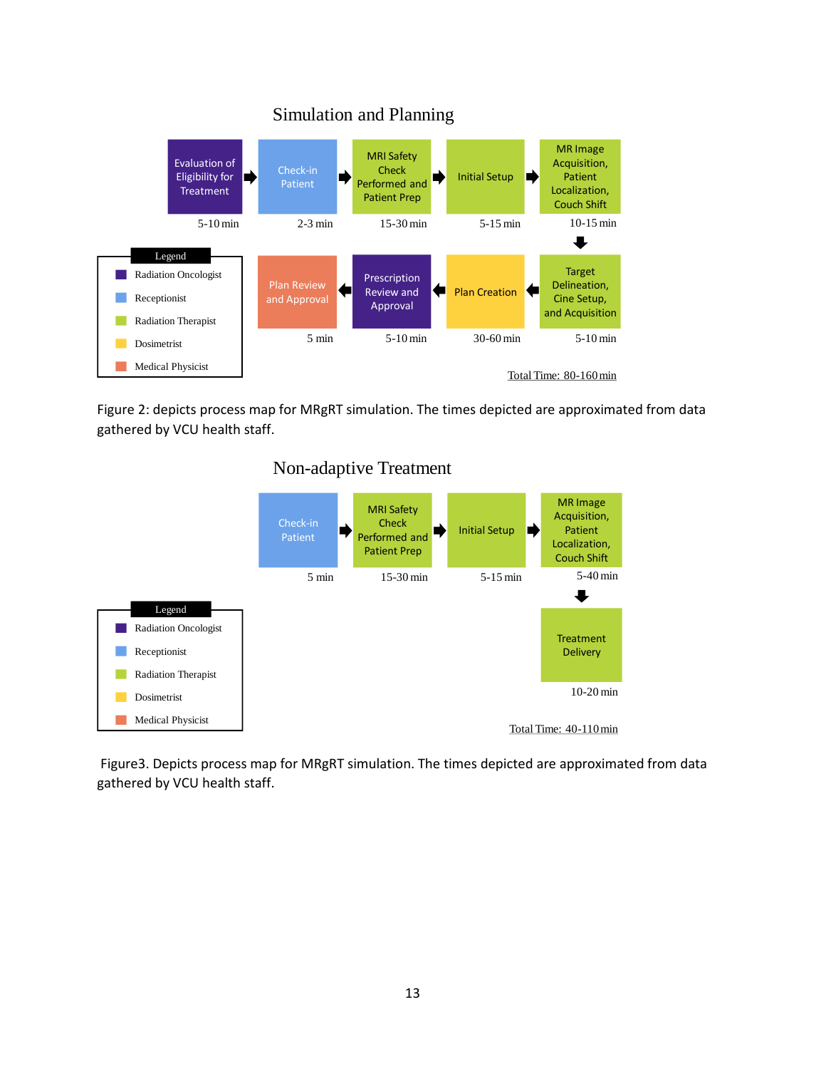## Simulation and Planning

Evaluation of Eligibility for Treatment (5-10 min) → Check-in Patient (2-3 min) → MRI Safety Check Performed and Patient Prep (15-30 min) → Initial Setup (5-15 min) → MR Image Acquisition, Patient Localization, Couch Shift (10-15 min) → Target Delineation, Cine Setup, and Acquisition (5-10 min) → Plan Creation (30-60 min) → Prescription Review and Approval (5-10 min) → Plan Review and Approval (5 min)

Legend: Radiation Oncologist; Receptionist; Radiation Therapist; Dosimetrist; Medical Physicist

Total Time: 80-160 min

Figure 2: depicts process map for MRgRT simulation. The times depicted are approximated from data gathered by VCU health staff.

## Non-adaptive Treatment

Check-in Patient (5 min) → MRI Safety Check Performed and Patient Prep (15-30 min) → Initial Setup (5-15 min) → MR Image Acquisition, Patient Localization, Couch Shift (5-40 min) → Treatment Delivery (10-20 min)

Legend: Radiation Oncologist; Receptionist; Radiation Therapist; Dosimetrist; Medical Physicist

Total Time: 40-110 min

Figure3. Depicts process map for MRgRT simulation. The times depicted are approximated from data gathered by VCU health staff.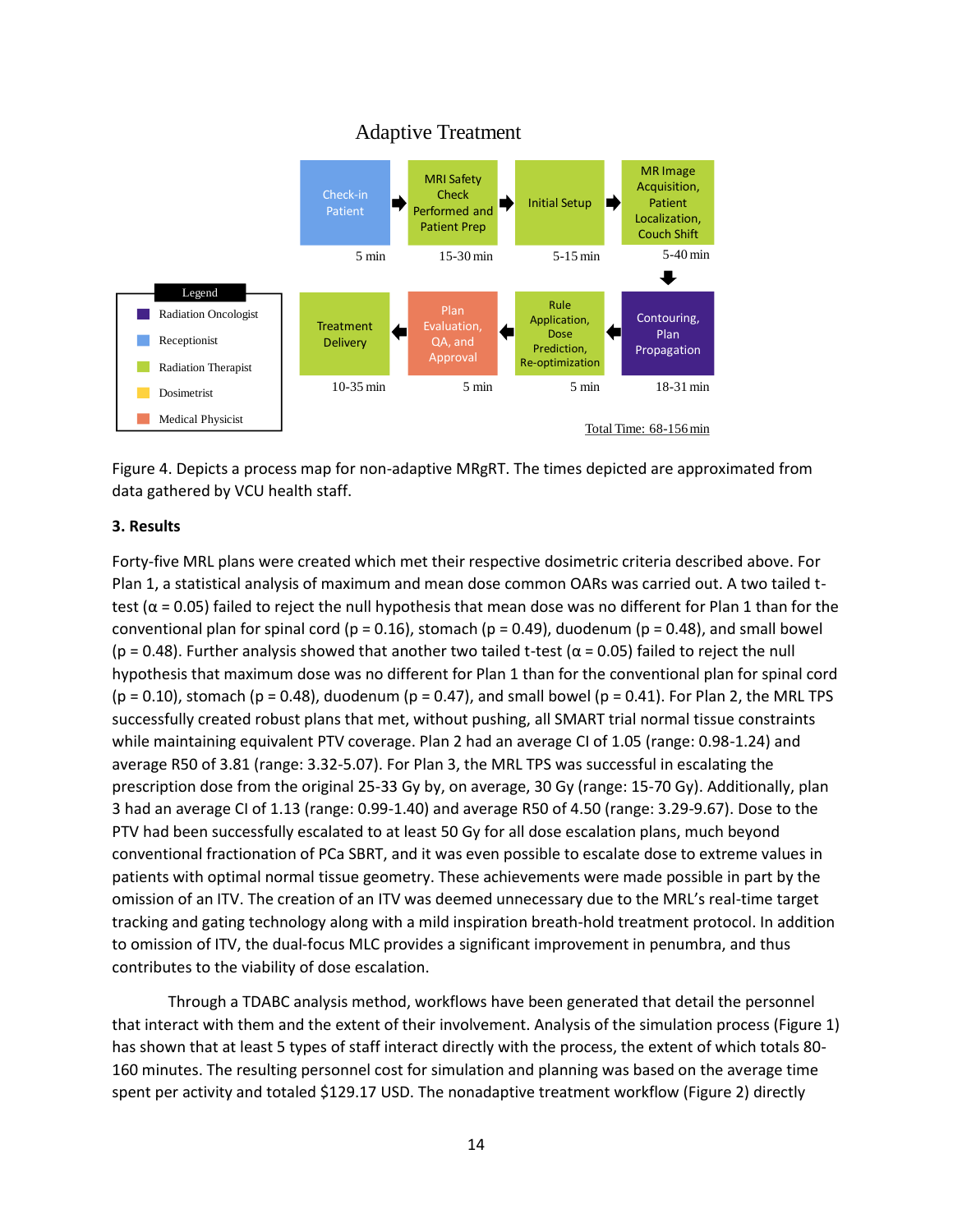Adaptive Treatment

| Check-in Patient | MRI Safety Check Performed and Patient Prep | Initial Setup | MR Image Acquisition, Patient Localization, Couch Shift |
|---|---|---|---|
| 5 min | 15-30 min | 5-15 min | 5-40 min |

| Treatment Delivery | Plan Evaluation, QA, and Approval | Rule Application, Dose Prediction, Re-optimization | Contouring, Plan Propagation |
|---|---|---|---|
| 10-35 min | 5 min | 5 min | 18-31 min |

Legend: Radiation Oncologist; Receptionist; Radiation Therapist; Dosimetrist; Medical Physicist

Total Time: 68-156 min

Figure 4. Depicts a process map for non-adaptive MRgRT. The times depicted are approximated from data gathered by VCU health staff.

### 3. Results

Forty-five MRL plans were created which met their respective dosimetric criteria described above. For Plan 1, a statistical analysis of maximum and mean dose common OARs was carried out. A two tailed t-test ($\alpha = 0.05$) failed to reject the null hypothesis that mean dose was no different for Plan 1 than for the conventional plan for spinal cord ($p = 0.16$), stomach ($p = 0.49$), duodenum ($p = 0.48$), and small bowel ($p = 0.48$). Further analysis showed that another two tailed t-test ($\alpha = 0.05$) failed to reject the null hypothesis that maximum dose was no different for Plan 1 than for the conventional plan for spinal cord ($p = 0.10$), stomach ($p = 0.48$), duodenum ($p = 0.47$), and small bowel ($p = 0.41$). For Plan 2, the MRL TPS successfully created robust plans that met, without pushing, all SMART trial normal tissue constraints while maintaining equivalent PTV coverage. Plan 2 had an average CI of 1.05 (range: 0.98-1.24) and average R50 of 3.81 (range: 3.32-5.07). For Plan 3, the MRL TPS was successful in escalating the prescription dose from the original 25-33 Gy by, on average, 30 Gy (range: 15-70 Gy). Additionally, plan 3 had an average CI of 1.13 (range: 0.99-1.40) and average R50 of 4.50 (range: 3.29-9.67). Dose to the PTV had been successfully escalated to at least 50 Gy for all dose escalation plans, much beyond conventional fractionation of PCa SBRT, and it was even possible to escalate dose to extreme values in patients with optimal normal tissue geometry. These achievements were made possible in part by the omission of an ITV. The creation of an ITV was deemed unnecessary due to the MRL's real-time target tracking and gating technology along with a mild inspiration breath-hold treatment protocol. In addition to omission of ITV, the dual-focus MLC provides a significant improvement in penumbra, and thus contributes to the viability of dose escalation.

Through a TDABC analysis method, workflows have been generated that detail the personnel that interact with them and the extent of their involvement. Analysis of the simulation process (Figure 1) has shown that at least 5 types of staff interact directly with the process, the extent of which totals 80-160 minutes. The resulting personnel cost for simulation and planning was based on the average time spent per activity and totaled $129.17 USD. The nonadaptive treatment workflow (Figure 2) directly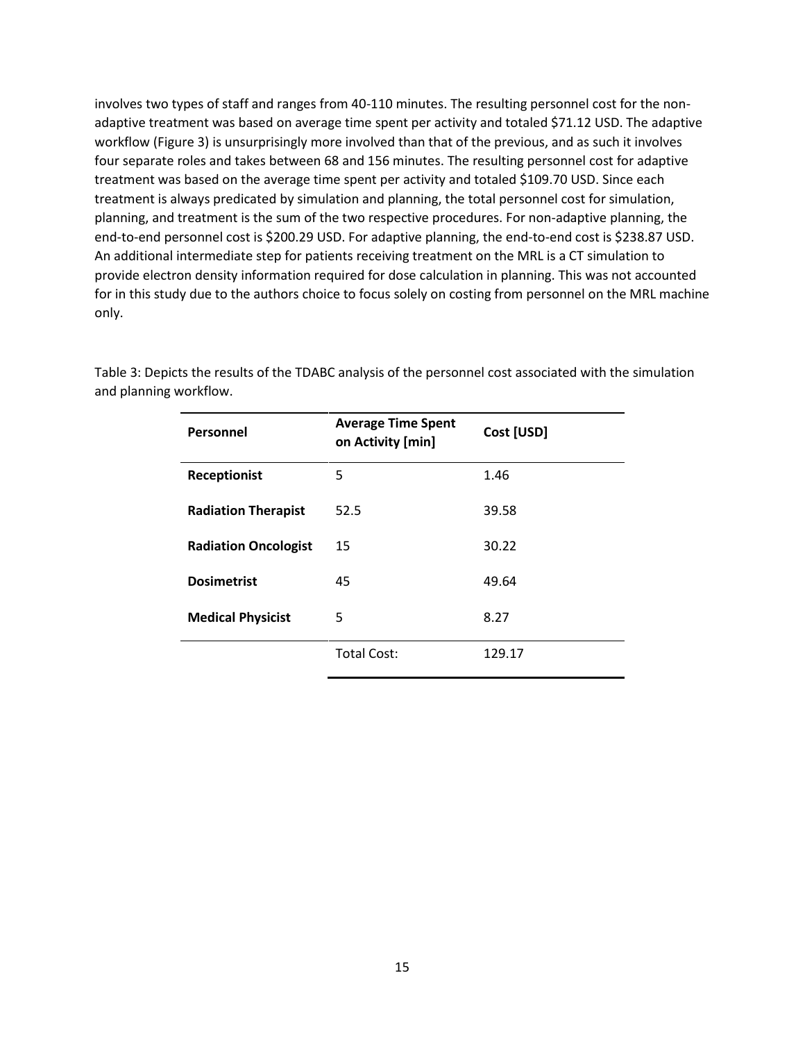involves two types of staff and ranges from 40-110 minutes. The resulting personnel cost for the non-adaptive treatment was based on average time spent per activity and totaled $71.12 USD. The adaptive workflow (Figure 3) is unsurprisingly more involved than that of the previous, and as such it involves four separate roles and takes between 68 and 156 minutes. The resulting personnel cost for adaptive treatment was based on the average time spent per activity and totaled $109.70 USD. Since each treatment is always predicated by simulation and planning, the total personnel cost for simulation, planning, and treatment is the sum of the two respective procedures. For non-adaptive planning, the end-to-end personnel cost is $200.29 USD. For adaptive planning, the end-to-end cost is $238.87 USD. An additional intermediate step for patients receiving treatment on the MRL is a CT simulation to provide electron density information required for dose calculation in planning. This was not accounted for in this study due to the authors choice to focus solely on costing from personnel on the MRL machine only.

Table 3: Depicts the results of the TDABC analysis of the personnel cost associated with the simulation and planning workflow.

| Personnel | Average Time Spent on Activity [min] | Cost [USD] |
|---|---|---|
| **Receptionist** | 5 | 1.46 |
| **Radiation Therapist** | 52.5 | 39.58 |
| **Radiation Oncologist** | 15 | 30.22 |
| **Dosimetrist** | 45 | 49.64 |
| **Medical Physicist** | 5 | 8.27 |
| | Total Cost: | 129.17 |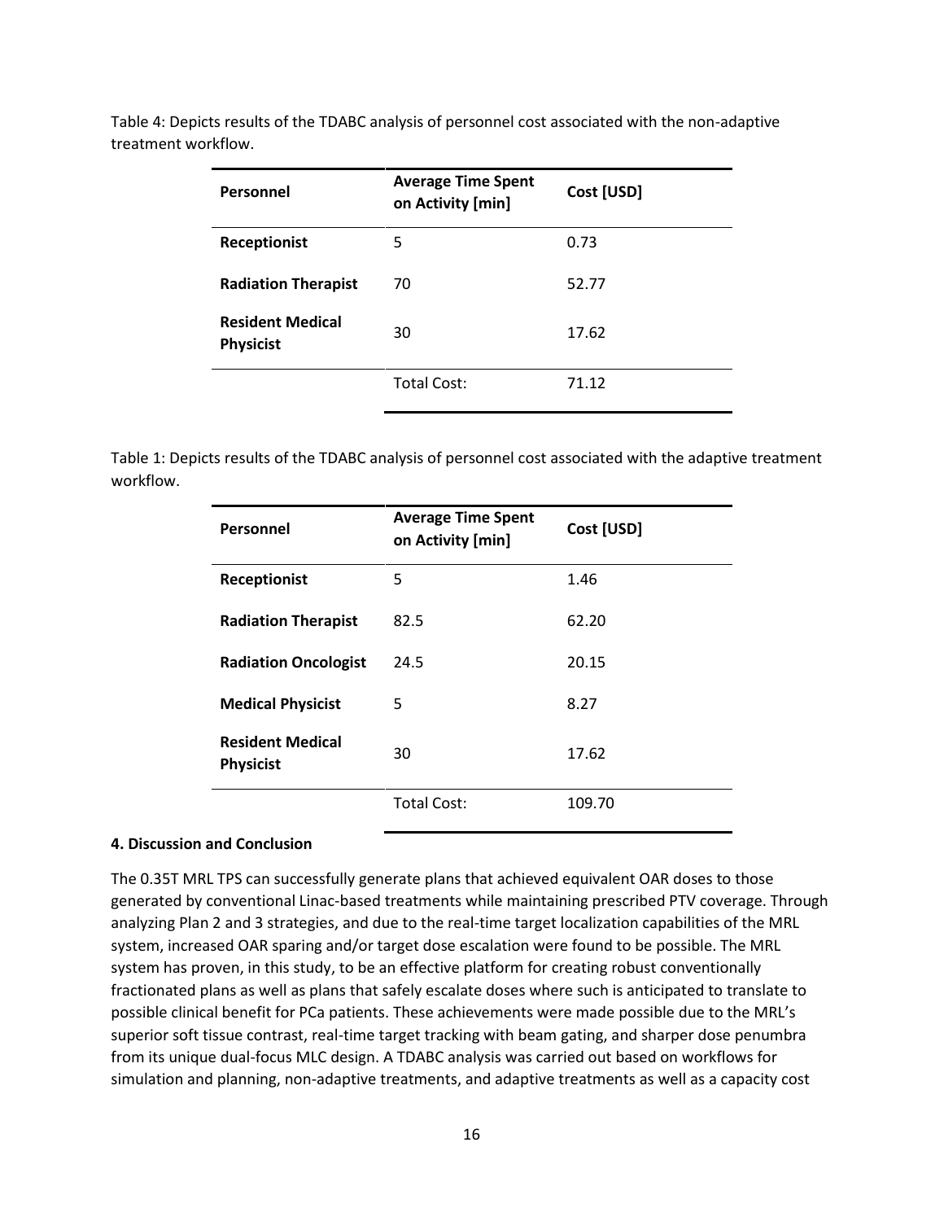Table 4: Depicts results of the TDABC analysis of personnel cost associated with the non-adaptive treatment workflow.

| Personnel | Average Time Spent on Activity [min] | Cost [USD] |
|---|---|---|
| **Receptionist** | 5 | 0.73 |
| **Radiation Therapist** | 70 | 52.77 |
| **Resident Medical Physicist** | 30 | 17.62 |
| | Total Cost: | 71.12 |

Table 1: Depicts results of the TDABC analysis of personnel cost associated with the adaptive treatment workflow.

| Personnel | Average Time Spent on Activity [min] | Cost [USD] |
|---|---|---|
| **Receptionist** | 5 | 1.46 |
| **Radiation Therapist** | 82.5 | 62.20 |
| **Radiation Oncologist** | 24.5 | 20.15 |
| **Medical Physicist** | 5 | 8.27 |
| **Resident Medical Physicist** | 30 | 17.62 |
| | Total Cost: | 109.70 |

### 4. Discussion and Conclusion

The 0.35T MRL TPS can successfully generate plans that achieved equivalent OAR doses to those generated by conventional Linac-based treatments while maintaining prescribed PTV coverage. Through analyzing Plan 2 and 3 strategies, and due to the real-time target localization capabilities of the MRL system, increased OAR sparing and/or target dose escalation were found to be possible. The MRL system has proven, in this study, to be an effective platform for creating robust conventionally fractionated plans as well as plans that safely escalate doses where such is anticipated to translate to possible clinical benefit for PCa patients. These achievements were made possible due to the MRL's superior soft tissue contrast, real-time target tracking with beam gating, and sharper dose penumbra from its unique dual-focus MLC design. A TDABC analysis was carried out based on workflows for simulation and planning, non-adaptive treatments, and adaptive treatments as well as a capacity cost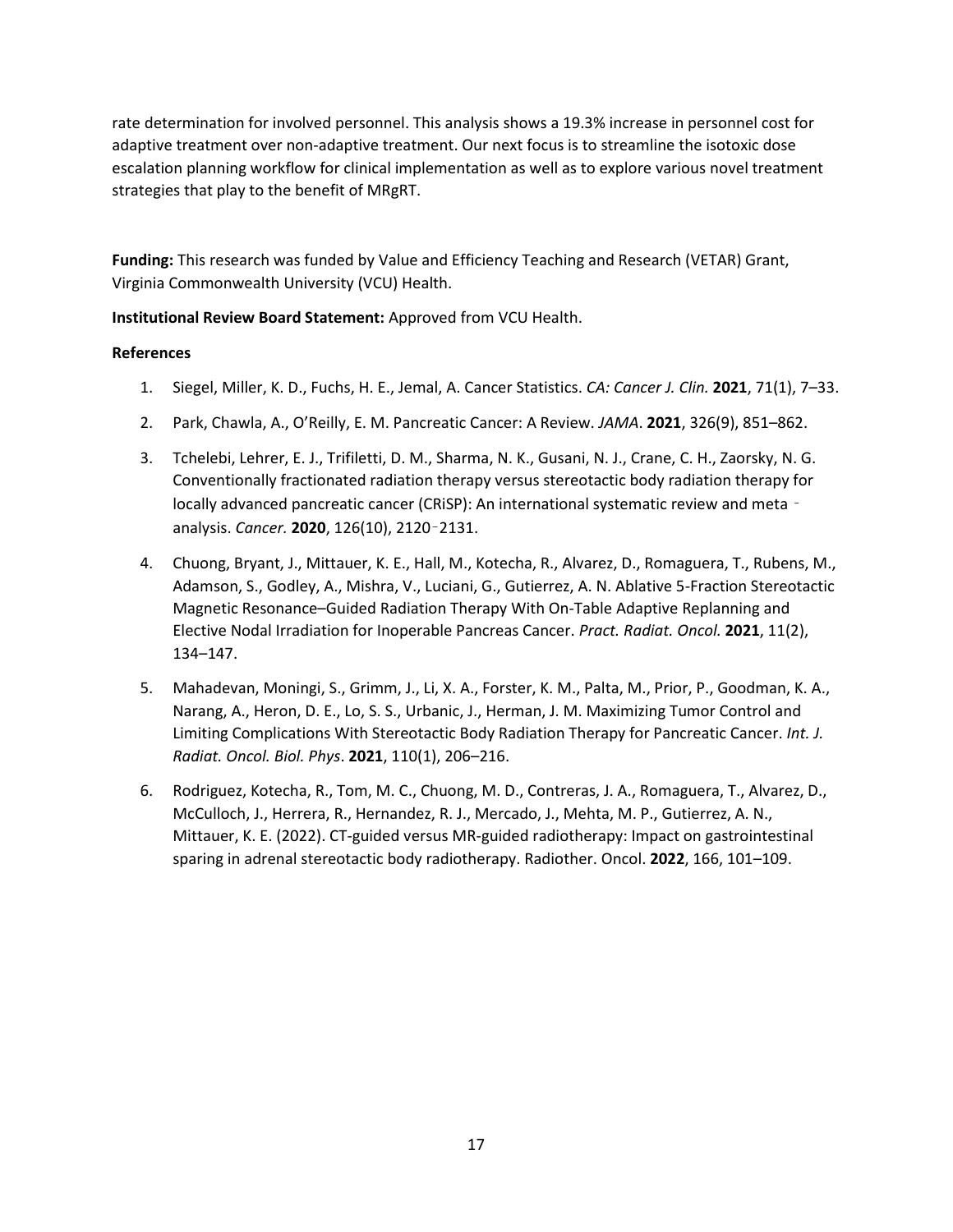rate determination for involved personnel. This analysis shows a 19.3% increase in personnel cost for adaptive treatment over non-adaptive treatment. Our next focus is to streamline the isotoxic dose escalation planning workflow for clinical implementation as well as to explore various novel treatment strategies that play to the benefit of MRgRT.

**Funding:** This research was funded by Value and Efficiency Teaching and Research (VETAR) Grant, Virginia Commonwealth University (VCU) Health.

**Institutional Review Board Statement:** Approved from VCU Health.

**References**

1. Siegel, Miller, K. D., Fuchs, H. E., Jemal, A. Cancer Statistics. *CA: Cancer J. Clin.* **2021**, 71(1), 7–33.
2. Park, Chawla, A., O'Reilly, E. M. Pancreatic Cancer: A Review. *JAMA*. **2021**, 326(9), 851–862.
3. Tchelebi, Lehrer, E. J., Trifiletti, D. M., Sharma, N. K., Gusani, N. J., Crane, C. H., Zaorsky, N. G. Conventionally fractionated radiation therapy versus stereotactic body radiation therapy for locally advanced pancreatic cancer (CRiSP): An international systematic review and meta‐analysis. *Cancer.* **2020**, 126(10), 2120‐2131.
4. Chuong, Bryant, J., Mittauer, K. E., Hall, M., Kotecha, R., Alvarez, D., Romaguera, T., Rubens, M., Adamson, S., Godley, A., Mishra, V., Luciani, G., Gutierrez, A. N. Ablative 5-Fraction Stereotactic Magnetic Resonance–Guided Radiation Therapy With On-Table Adaptive Replanning and Elective Nodal Irradiation for Inoperable Pancreas Cancer. *Pract. Radiat. Oncol.* **2021**, 11(2), 134–147.
5. Mahadevan, Moningi, S., Grimm, J., Li, X. A., Forster, K. M., Palta, M., Prior, P., Goodman, K. A., Narang, A., Heron, D. E., Lo, S. S., Urbanic, J., Herman, J. M. Maximizing Tumor Control and Limiting Complications With Stereotactic Body Radiation Therapy for Pancreatic Cancer. *Int. J. Radiat. Oncol. Biol. Phys*. **2021**, 110(1), 206–216.
6. Rodriguez, Kotecha, R., Tom, M. C., Chuong, M. D., Contreras, J. A., Romaguera, T., Alvarez, D., McCulloch, J., Herrera, R., Hernandez, R. J., Mercado, J., Mehta, M. P., Gutierrez, A. N., Mittauer, K. E. (2022). CT-guided versus MR-guided radiotherapy: Impact on gastrointestinal sparing in adrenal stereotactic body radiotherapy. Radiother. Oncol. **2022**, 166, 101–109.